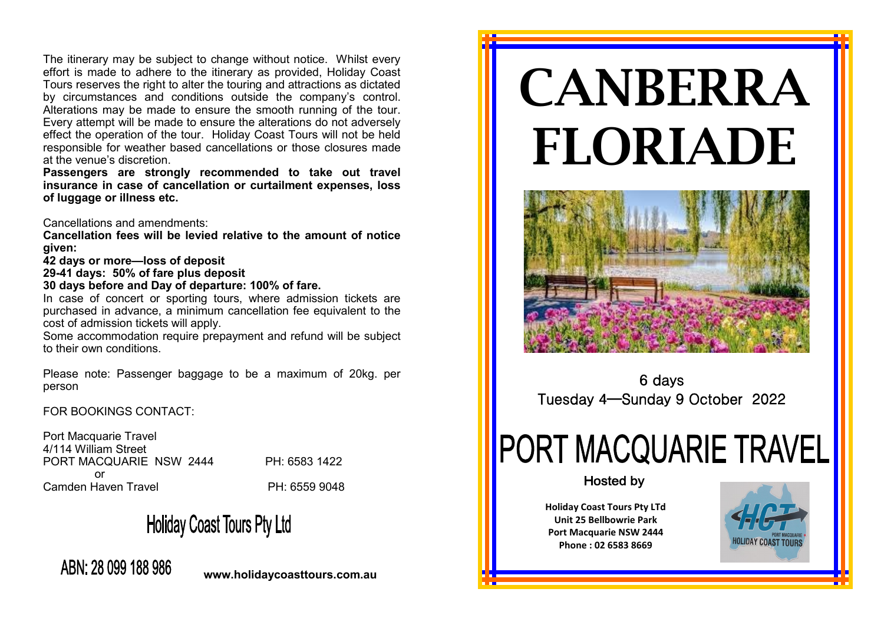The itinerary may be subject to change without notice. Whilst every effort is made to adhere to the itinerary as provided, Holiday Coast Tours reserves the right to alter the touring and attractions as dictated by circumstances and conditions outside the company's control. Alterations may be made to ensure the smooth running of the tour. Every attempt will be made to ensure the alterations do not adversely effect the operation of the tour. Holiday Coast Tours will not be held responsible for weather based cancellations or those closures made at the venue's discretion.

**Passengers are strongly recommended to take out travel insurance in case of cancellation or curtailment expenses, loss of luggage or illness etc.**

Cancellations and amendments:

**Cancellation fees will be levied relative to the amount of notice given:**

**42 days or more—loss of deposit**

**29-41 days: 50% of fare plus deposit**

**30 days before and Day of departure: 100% of fare.**

In case of concert or sporting tours, where admission tickets are purchased in advance, a minimum cancellation fee equivalent to the cost of admission tickets will apply.

Some accommodation require prepayment and refund will be subject to their own conditions.

Please note: Passenger baggage to be a maximum of 20kg. per person

FOR BOOKINGS CONTACT:

Port Macquarie Travel
4/114 William Street
PORT MACQUARIE NSW 2444 PH: 6583 1422
or
Camden Haven Travel PH: 6559 9048

**Holiday Coast Tours Pty Ltd**

ABN: 28 099 188 986

**www.holidaycoasttours.com.au**

# CANBERRA FLORIADE

6 days
Tuesday 4—Sunday 9 October 2022

# PORT MACQUARIE TRAVEL

Hosted by

**Holiday Coast Tours Pty LTd**
**Unit 25 Bellbowrie Park**
**Port Macquarie NSW 2444**
**Phone : 02 6583 8669**

HCT PORT MACQUARIE HOLIDAY COAST TOURS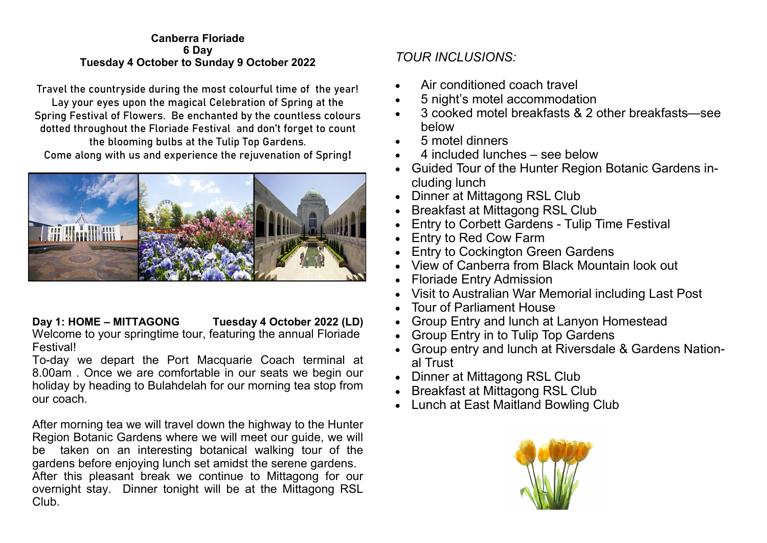**Canberra Floriade**
**6 Day**
**Tuesday 4 October to Sunday 9 October 2022**

Travel the countryside during the most colourful time of the year! Lay your eyes upon the magical Celebration of Spring at the Spring Festival of Flowers. Be enchanted by the countless colours dotted throughout the Floriade Festival and don't forget to count the blooming bulbs at the Tulip Top Gardens.
Come along with us and experience the rejuvenation of Spring!

**Day 1: HOME – MITTAGONG Tuesday 4 October 2022 (LD)**
Welcome to your springtime tour, featuring the annual Floriade Festival!
To-day we depart the Port Macquarie Coach terminal at 8.00am . Once we are comfortable in our seats we begin our holiday by heading to Bulahdelah for our morning tea stop from our coach.

After morning tea we will travel down the highway to the Hunter Region Botanic Gardens where we will meet our guide, we will be taken on an interesting botanical walking tour of the gardens before enjoying lunch set amidst the serene gardens.
After this pleasant break we continue to Mittagong for our overnight stay. Dinner tonight will be at the Mittagong RSL Club.

*TOUR INCLUSIONS:*

- Air conditioned coach travel
- 5 night's motel accommodation
- 3 cooked motel breakfasts & 2 other breakfasts—see below
- 5 motel dinners
- 4 included lunches – see below
- Guided Tour of the Hunter Region Botanic Gardens including lunch
- Dinner at Mittagong RSL Club
- Breakfast at Mittagong RSL Club
- Entry to Corbett Gardens - Tulip Time Festival
- Entry to Red Cow Farm
- Entry to Cockington Green Gardens
- View of Canberra from Black Mountain look out
- Floriade Entry Admission
- Visit to Australian War Memorial including Last Post
- Tour of Parliament House
- Group Entry and lunch at Lanyon Homestead
- Group Entry in to Tulip Top Gardens
- Group entry and lunch at Riversdale & Gardens National Trust
- Dinner at Mittagong RSL Club
- Breakfast at Mittagong RSL Club
- Lunch at East Maitland Bowling Club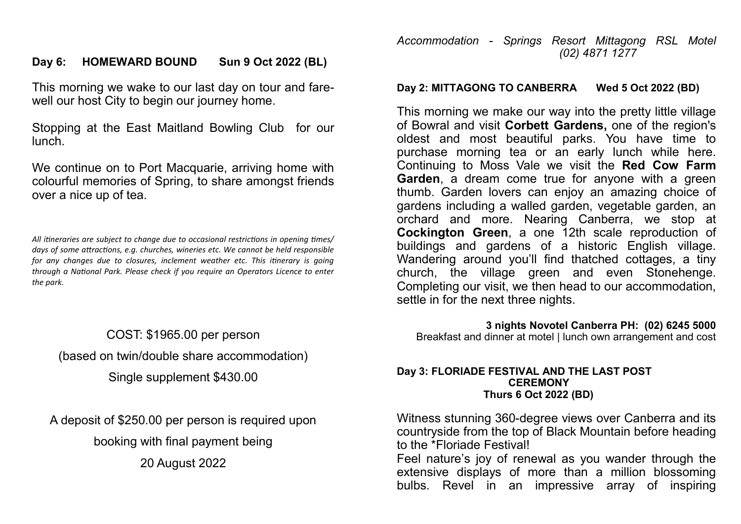**Day 6: HOMEWARD BOUND Sun 9 Oct 2022 (BL)**

This morning we wake to our last day on tour and farewell our host City to begin our journey home.

Stopping at the East Maitland Bowling Club for our lunch.

We continue on to Port Macquarie, arriving home with colourful memories of Spring, to share amongst friends over a nice up of tea.

*All itineraries are subject to change due to occasional restrictions in opening times/ days of some attractions, e.g. churches, wineries etc. We cannot be held responsible for any changes due to closures, inclement weather etc. This itinerary is going through a National Park. Please check if you require an Operators Licence to enter the park.*

COST: $1965.00 per person

(based on twin/double share accommodation)

Single supplement $430.00

A deposit of $250.00 per person is required upon booking with final payment being 20 August 2022

*Accommodation - Springs Resort Mittagong RSL Motel (02) 4871 1277*

**Day 2: MITTAGONG TO CANBERRA Wed 5 Oct 2022 (BD)**

This morning we make our way into the pretty little village of Bowral and visit **Corbett Gardens,** one of the region's oldest and most beautiful parks. You have time to purchase morning tea or an early lunch while here. Continuing to Moss Vale we visit the **Red Cow Farm Garden**, a dream come true for anyone with a green thumb. Garden lovers can enjoy an amazing choice of gardens including a walled garden, vegetable garden, an orchard and more. Nearing Canberra, we stop at **Cockington Green**, a one 12th scale reproduction of buildings and gardens of a historic English village. Wandering around you'll find thatched cottages, a tiny church, the village green and even Stonehenge. Completing our visit, we then head to our accommodation, settle in for the next three nights.

**3 nights Novotel Canberra PH: (02) 6245 5000**
Breakfast and dinner at motel | lunch own arrangement and cost

**Day 3: FLORIADE FESTIVAL AND THE LAST POST CEREMONY Thurs 6 Oct 2022 (BD)**

Witness stunning 360-degree views over Canberra and its countryside from the top of Black Mountain before heading to the *Floriade Festival!
Feel nature's joy of renewal as you wander through the extensive displays of more than a million blossoming bulbs. Revel in an impressive array of inspiring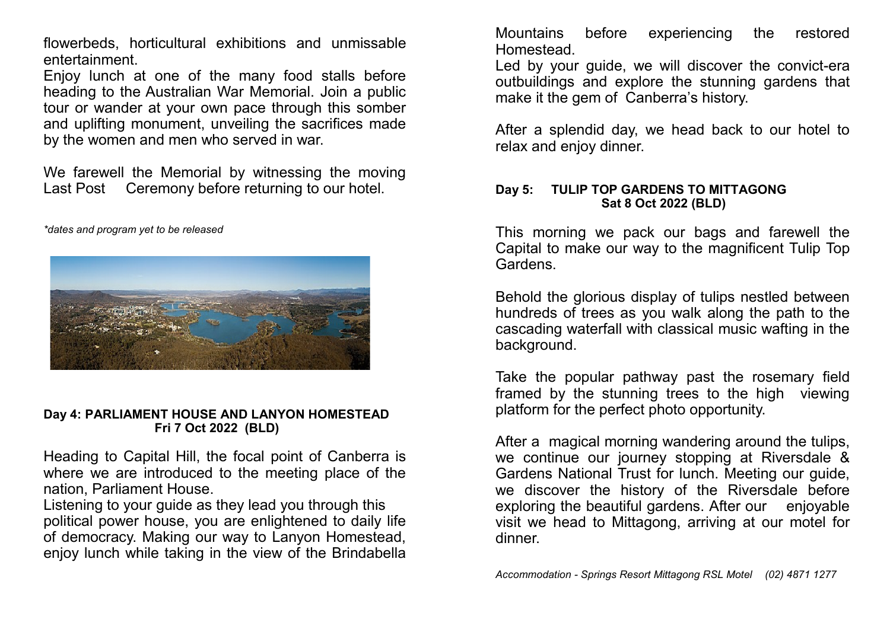flowerbeds, horticultural exhibitions and unmissable entertainment.

Enjoy lunch at one of the many food stalls before heading to the Australian War Memorial. Join a public tour or wander at your own pace through this somber and uplifting monument, unveiling the sacrifices made by the women and men who served in war.

We farewell the Memorial by witnessing the moving Last Post Ceremony before returning to our hotel.

*\*dates and program yet to be released*

**Day 4: PARLIAMENT HOUSE AND LANYON HOMESTEAD**
**Fri 7 Oct 2022 (BLD)**

Heading to Capital Hill, the focal point of Canberra is where we are introduced to the meeting place of the nation, Parliament House.

Listening to your guide as they lead you through this political power house, you are enlightened to daily life of democracy. Making our way to Lanyon Homestead, enjoy lunch while taking in the view of the Brindabella Mountains before experiencing the restored Homestead.

Led by your guide, we will discover the convict-era outbuildings and explore the stunning gardens that make it the gem of Canberra's history.

After a splendid day, we head back to our hotel to relax and enjoy dinner.

**Day 5: TULIP TOP GARDENS TO MITTAGONG**
**Sat 8 Oct 2022 (BLD)**

This morning we pack our bags and farewell the Capital to make our way to the magnificent Tulip Top Gardens.

Behold the glorious display of tulips nestled between hundreds of trees as you walk along the path to the cascading waterfall with classical music wafting in the background.

Take the popular pathway past the rosemary field framed by the stunning trees to the high viewing platform for the perfect photo opportunity.

After a magical morning wandering around the tulips, we continue our journey stopping at Riversdale & Gardens National Trust for lunch. Meeting our guide, we discover the history of the Riversdale before exploring the beautiful gardens. After our enjoyable visit we head to Mittagong, arriving at our motel for dinner.

*Accommodation - Springs Resort Mittagong RSL Motel (02) 4871 1277*